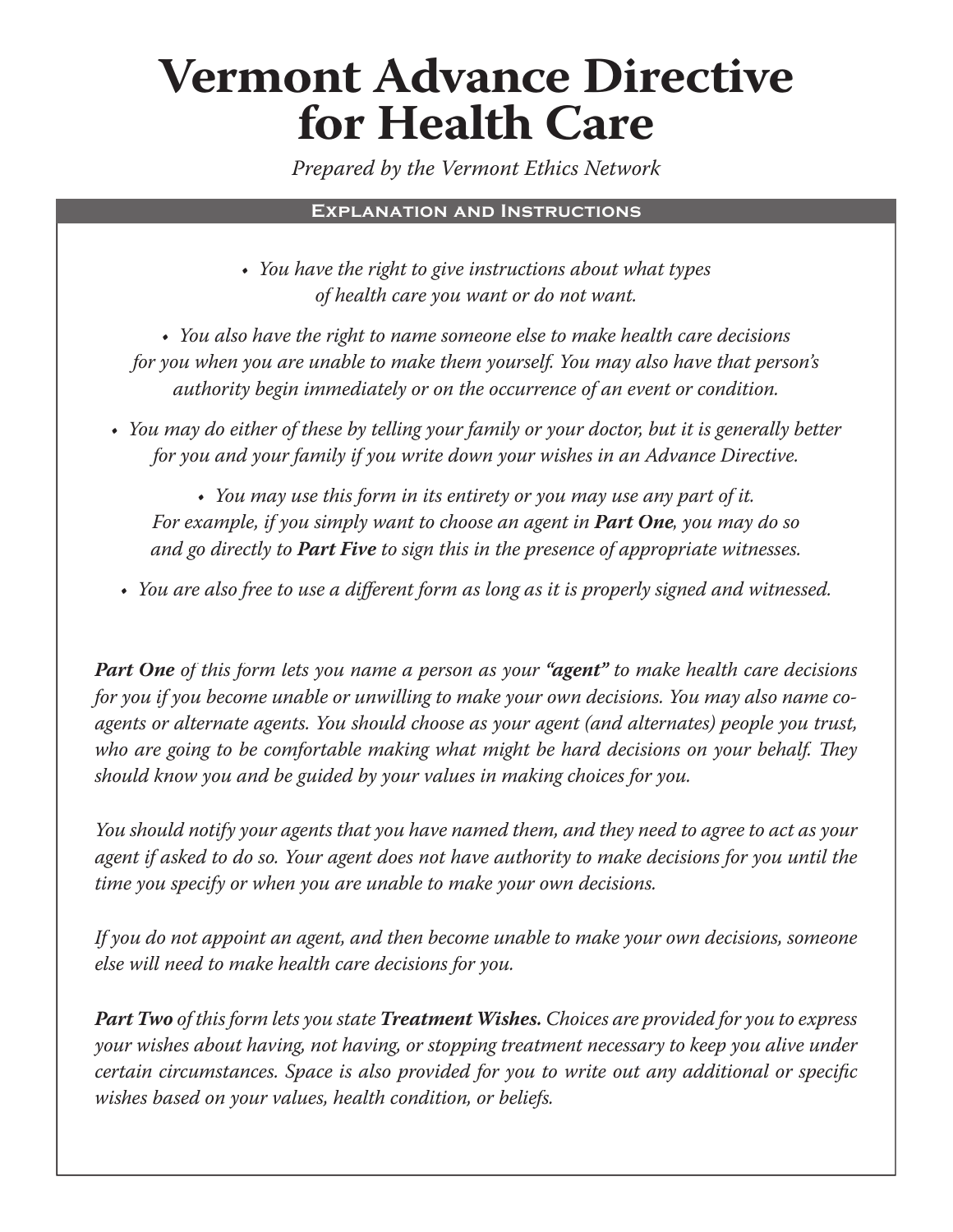# Vermont Advance Directive for Health Care

*Prepared by the Vermont Ethics Network*

## Explanation and Instructions

- *You have the right to give instructions about what types of health care you want or do not want.*
- *You also have the right to name someone else to make health care decisions for you when you are unable to make them yourself. You may also have that person's authority begin immediately or on the occurrence of an event or condition.*
- *You may do either of these by telling your family or your doctor, but it is generally better for you and your family if you write down your wishes in an Advance Directive.*
- *You may use this form in its entirety or you may use any part of it. For example, if you simply want to choose an agent in **Part One**, you may do so and go directly to **Part Five** to sign this in the presence of appropriate witnesses.*
- *You are also free to use a different form as long as it is properly signed and witnessed.*

***Part One*** *of this form lets you name a person as your **"agent"** to make health care decisions for you if you become unable or unwilling to make your own decisions. You may also name co-agents or alternate agents. You should choose as your agent (and alternates) people you trust, who are going to be comfortable making what might be hard decisions on your behalf. They should know you and be guided by your values in making choices for you.*

*You should notify your agents that you have named them, and they need to agree to act as your agent if asked to do so. Your agent does not have authority to make decisions for you until the time you specify or when you are unable to make your own decisions.*

*If you do not appoint an agent, and then become unable to make your own decisions, someone else will need to make health care decisions for you.*

***Part Two*** *of this form lets you state **Treatment Wishes.** Choices are provided for you to express your wishes about having, not having, or stopping treatment necessary to keep you alive under certain circumstances. Space is also provided for you to write out any additional or specific wishes based on your values, health condition, or beliefs.*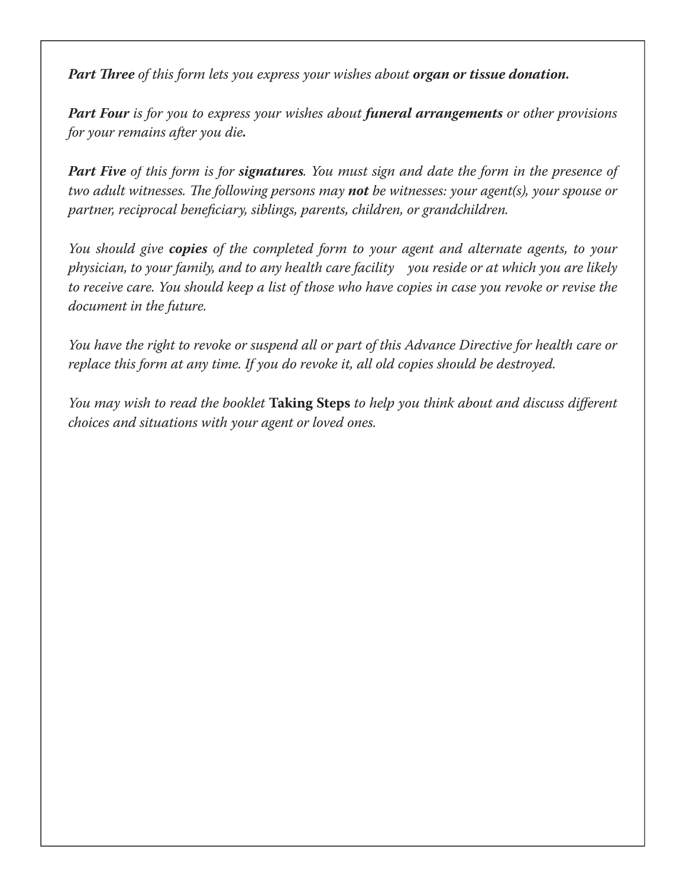***Part Three*** *of this form lets you express your wishes about* ***organ or tissue donation.***

***Part Four*** *is for you to express your wishes about* ***funeral arrangements*** *or other provisions for your remains after you die.*

***Part Five*** *of this form is for* ***signatures****. You must sign and date the form in the presence of two adult witnesses. The following persons may* ***not*** *be witnesses: your agent(s), your spouse or partner, reciprocal beneficiary, siblings, parents, children, or grandchildren.*

*You should give* ***copies*** *of the completed form to your agent and alternate agents, to your physician, to your family, and to any health care facility you reside or at which you are likely to receive care. You should keep a list of those who have copies in case you revoke or revise the document in the future.*

*You have the right to revoke or suspend all or part of this Advance Directive for health care or replace this form at any time. If you do revoke it, all old copies should be destroyed.*

*You may wish to read the booklet* **Taking Steps** *to help you think about and discuss different choices and situations with your agent or loved ones.*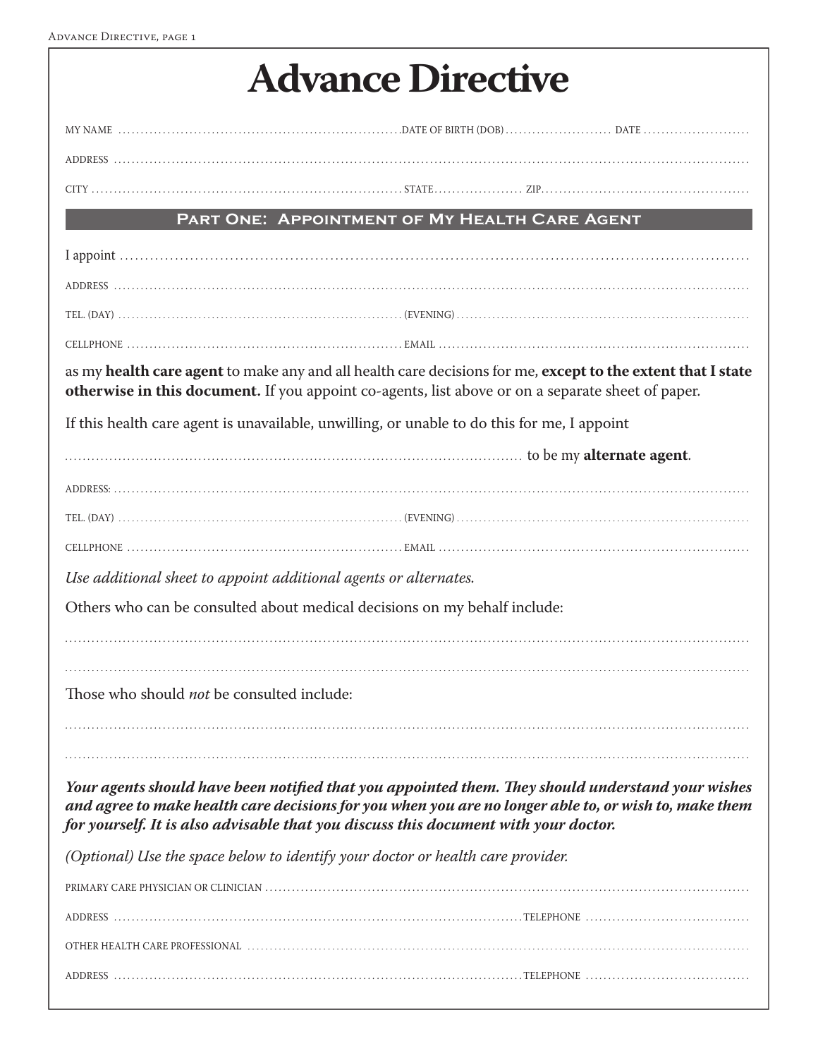# Advance Directive

MY NAME .............................................................. DATE OF BIRTH (DOB) ........................ DATE ........................

ADDRESS ..............................................................................................................................................

CITY .................................................................... STATE .................... ZIP .............................................

## Part One: Appointment of My Health Care Agent

I appoint ..............................................................................................................................................

ADDRESS ..............................................................................................................................................

TEL. (DAY) .............................................................. (EVENING) ..............................................................

CELLPHONE .............................................................. EMAIL ..............................................................

as my **health care agent** to make any and all health care decisions for me, **except to the extent that I state otherwise in this document.** If you appoint co-agents, list above or on a separate sheet of paper.

If this health care agent is unavailable, unwilling, or unable to do this for me, I appoint

.............................................................................................. to be my **alternate agent**.

ADDRESS: ..............................................................................................................................................

TEL. (DAY) .............................................................. (EVENING) ..............................................................

CELLPHONE .............................................................. EMAIL ..............................................................

*Use additional sheet to appoint additional agents or alternates.*

Others who can be consulted about medical decisions on my behalf include:

..............................................................................................................................................

..............................................................................................................................................

Those who should *not* be consulted include:

..............................................................................................................................................

..............................................................................................................................................

***Your agents should have been notified that you appointed them. They should understand your wishes and agree to make health care decisions for you when you are no longer able to, or wish to, make them for yourself. It is also advisable that you discuss this document with your doctor.***

*(Optional) Use the space below to identify your doctor or health care provider.*

PRIMARY CARE PHYSICIAN OR CLINICIAN ..............................................................................................

ADDRESS .............................................................................................. TELEPHONE ....................................

OTHER HEALTH CARE PROFESSIONAL ..............................................................................................

ADDRESS .............................................................................................. TELEPHONE ....................................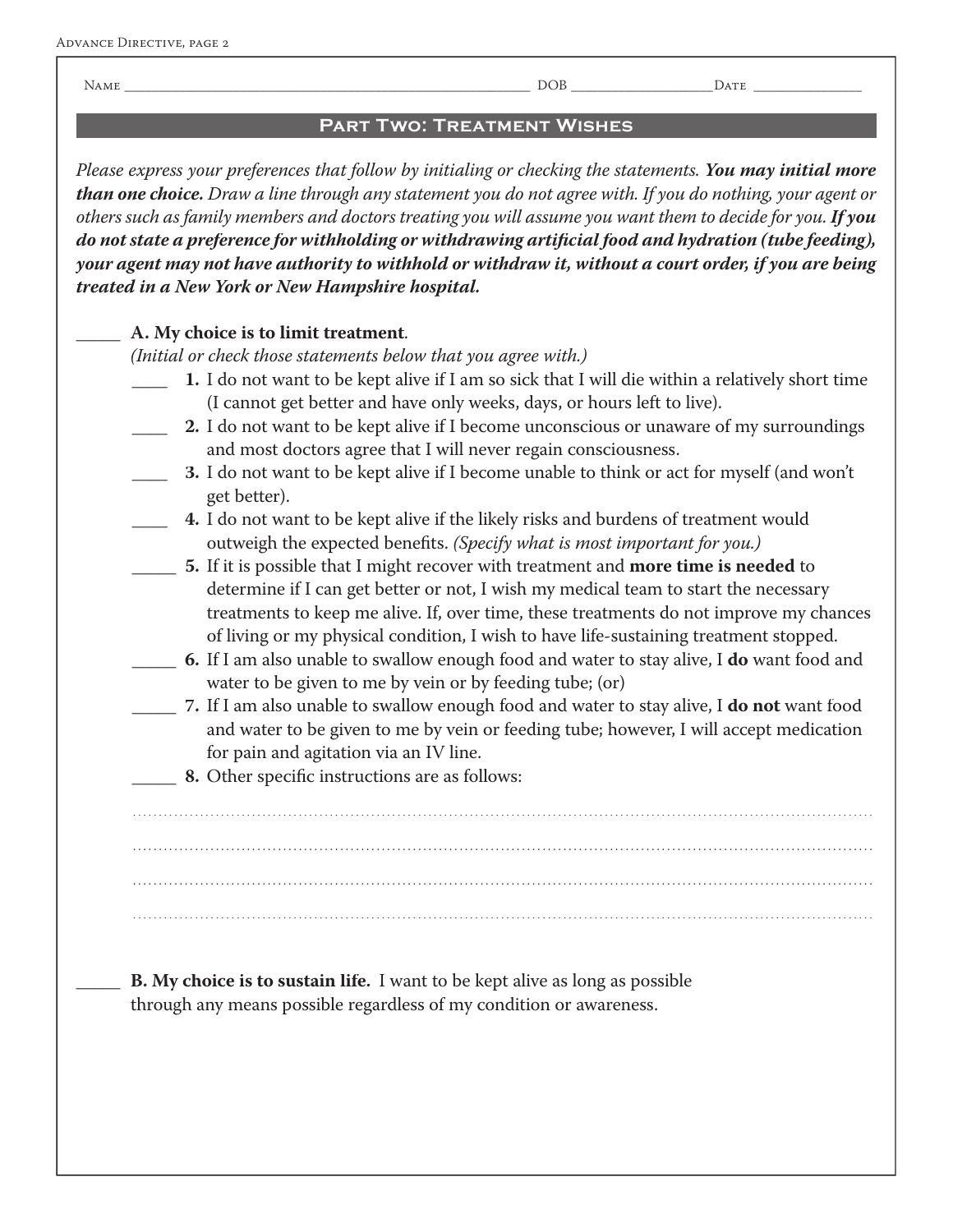Name ______________________________________________ DOB _________________ Date _____________

## Part Two: Treatment Wishes

*Please express your preferences that follow by initialing or checking the statements.* ***You may initial more than one choice.*** *Draw a line through any statement you do not agree with. If you do nothing, your agent or others such as family members and doctors treating you will assume you want them to decide for you.* ***If you do not state a preference for withholding or withdrawing artificial food and hydration (tube feeding), your agent may not have authority to withhold or withdraw it, without a court order, if you are being treated in a New York or New Hampshire hospital.***

_____ **A. My choice is to limit treatment**.
*(Initial or check those statements below that you agree with.)*

- ____ **1.** I do not want to be kept alive if I am so sick that I will die within a relatively short time (I cannot get better and have only weeks, days, or hours left to live).
- ____ **2.** I do not want to be kept alive if I become unconscious or unaware of my surroundings and most doctors agree that I will never regain consciousness.
- ____ **3.** I do not want to be kept alive if I become unable to think or act for myself (and won't get better).
- ____ **4.** I do not want to be kept alive if the likely risks and burdens of treatment would outweigh the expected benefits. *(Specify what is most important for you.)*
- _____ **5.** If it is possible that I might recover with treatment and **more time is needed** to determine if I can get better or not, I wish my medical team to start the necessary treatments to keep me alive. If, over time, these treatments do not improve my chances of living or my physical condition, I wish to have life-sustaining treatment stopped.
- _____ **6.** If I am also unable to swallow enough food and water to stay alive, I **do** want food and water to be given to me by vein or by feeding tube; (or)
- _____ **7.** If I am also unable to swallow enough food and water to stay alive, I **do not** want food and water to be given to me by vein or feeding tube; however, I will accept medication for pain and agitation via an IV line.
- _____ **8.** Other specific instructions are as follows:

.....................................................................................................................................................

.....................................................................................................................................................

.....................................................................................................................................................

.....................................................................................................................................................

_____ **B. My choice is to sustain life.** I want to be kept alive as long as possible through any means possible regardless of my condition or awareness.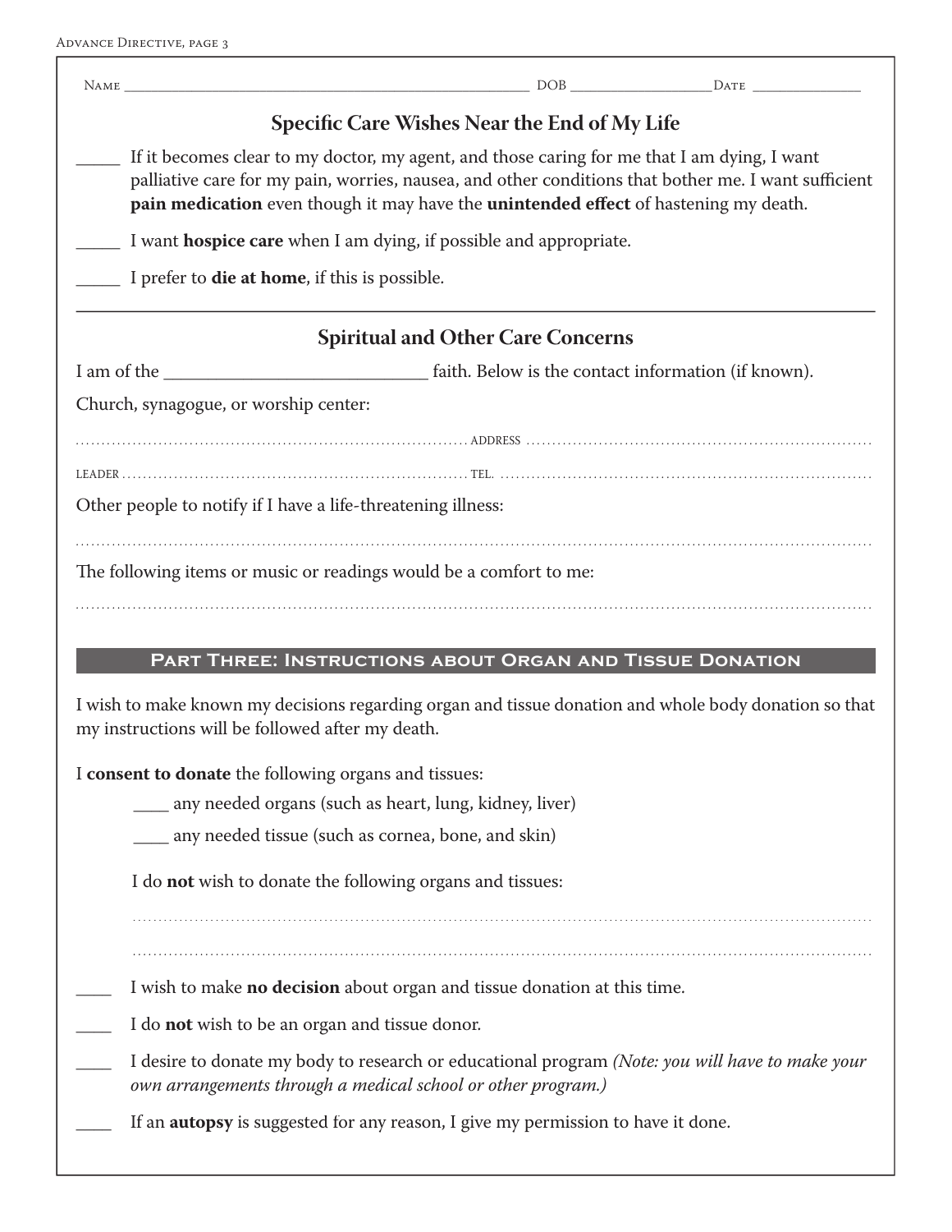Name ______________________________ DOB ______________ Date ____________

## Specific Care Wishes Near the End of My Life

_____ If it becomes clear to my doctor, my agent, and those caring for me that I am dying, I want palliative care for my pain, worries, nausea, and other conditions that bother me. I want sufficient **pain medication** even though it may have the **unintended effect** of hastening my death.

_____ I want **hospice care** when I am dying, if possible and appropriate.

_____ I prefer to **die at home**, if this is possible.

## Spiritual and Other Care Concerns

I am of the ______________________ faith. Below is the contact information (if known).

Church, synagogue, or worship center:

.................................................. ADDRESS ..................................................

LEADER .................................................. TEL. ..................................................

Other people to notify if I have a life-threatening illness:

....................................................................................................

The following items or music or readings would be a comfort to me:

....................................................................................................

## Part Three: Instructions about Organ and Tissue Donation

I wish to make known my decisions regarding organ and tissue donation and whole body donation so that my instructions will be followed after my death.

I **consent to donate** the following organs and tissues:

____ any needed organs (such as heart, lung, kidney, liver)

____ any needed tissue (such as cornea, bone, and skin)

I do **not** wish to donate the following organs and tissues:

....................................................................................................

....................................................................................................

____ I wish to make **no decision** about organ and tissue donation at this time.

____ I do **not** wish to be an organ and tissue donor.

____ I desire to donate my body to research or educational program *(Note: you will have to make your own arrangements through a medical school or other program.)*

____ If an **autopsy** is suggested for any reason, I give my permission to have it done.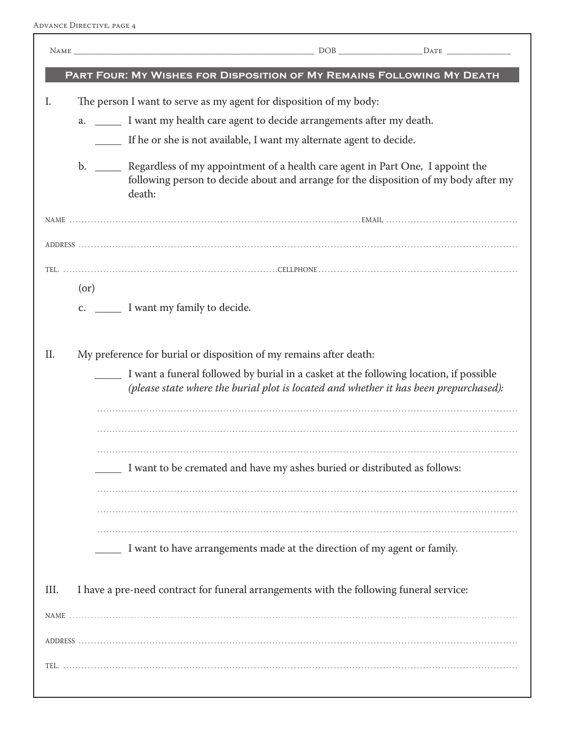Name ______________________________________________ DOB __________________ Date ______________

## Part Four: My Wishes for Disposition of My Remains Following My Death

I. The person I want to serve as my agent for disposition of my body:

a. _____ I want my health care agent to decide arrangements after my death.

_____ If he or she is not available, I want my alternate agent to decide.

b. _____ Regardless of my appointment of a health care agent in Part One, I appoint the following person to decide about and arrange for the disposition of my body after my death:

NAME ........................................................................................ EMAIL ........................................

ADDRESS ..................................................................................................................................

TEL. ................................................................... CELLPHONE ...............................................................

(or)

c. _____ I want my family to decide.

II. My preference for burial or disposition of my remains after death:

_____ I want a funeral followed by burial in a casket at the following location, if possible *(please state where the burial plot is located and whether it has been prepurchased):*

..................................................................................................................................

..................................................................................................................................

..................................................................................................................................

_____ I want to be cremated and have my ashes buried or distributed as follows:

..................................................................................................................................

..................................................................................................................................

..................................................................................................................................

_____ I want to have arrangements made at the direction of my agent or family.

III. I have a pre-need contract for funeral arrangements with the following funeral service:

NAME ..................................................................................................................................

ADDRESS ..................................................................................................................................

TEL. ..................................................................................................................................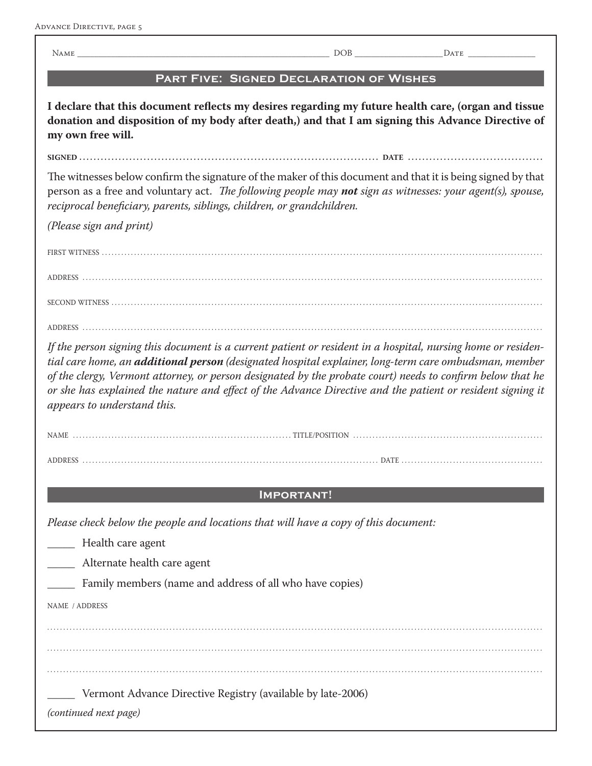Name ______________________________ DOB ____________ Date ____________

## Part Five: Signed Declaration of Wishes

**I declare that this document reflects my desires regarding my future health care, (organ and tissue donation and disposition of my body after death,) and that I am signing this Advance Directive of my own free will.**

**SIGNED** .................................................................... **DATE** ....................................

The witnesses below confirm the signature of the maker of this document and that it is being signed by that person as a free and voluntary act. *The following people may **not** sign as witnesses: your agent(s), spouse, reciprocal beneficiary, parents, siblings, children, or grandchildren.*

*(Please sign and print)*

FIRST WITNESS ....................................................................................................................

ADDRESS ....................................................................................................................

SECOND WITNESS ....................................................................................................................

ADDRESS ....................................................................................................................

*If the person signing this document is a current patient or resident in a hospital, nursing home or residential care home, an **additional person** (designated hospital explainer, long-term care ombudsman, member of the clergy, Vermont attorney, or person designated by the probate court) needs to confirm below that he or she has explained the nature and effect of the Advance Directive and the patient or resident signing it appears to understand this.*

NAME .................................................... TITLE/POSITION ....................................................

ADDRESS .................................................................... DATE ....................................

## Important!

*Please check below the people and locations that will have a copy of this document:*

_____ Health care agent

_____ Alternate health care agent

_____ Family members (name and address of all who have copies)

NAME / ADDRESS

....................................................................................................................

....................................................................................................................

....................................................................................................................

_____ Vermont Advance Directive Registry (available by late-2006)

*(continued next page)*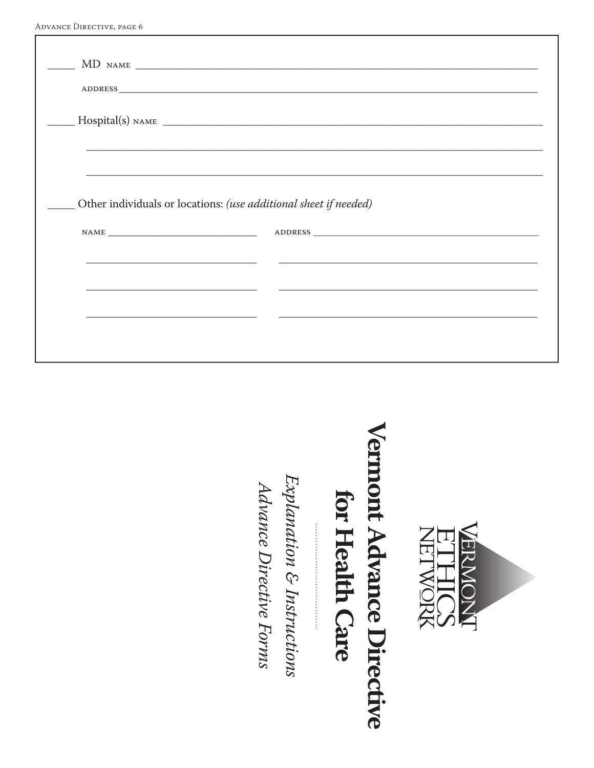_____ MD NAME ______________________________________________

ADDRESS ______________________________________________

_____ Hospital(s) NAME ______________________________________________

______________________________________________

______________________________________________

_____ Other individuals or locations: *(use additional sheet if needed)*

| NAME | ADDRESS |
| --- | --- |
| | |
| | |
| | |
| | |

VERMONT ETHICS NETWORK

# Vermont Advance Directive for Health Care

*Explanation & Instructions*

*Advance Directive Forms*